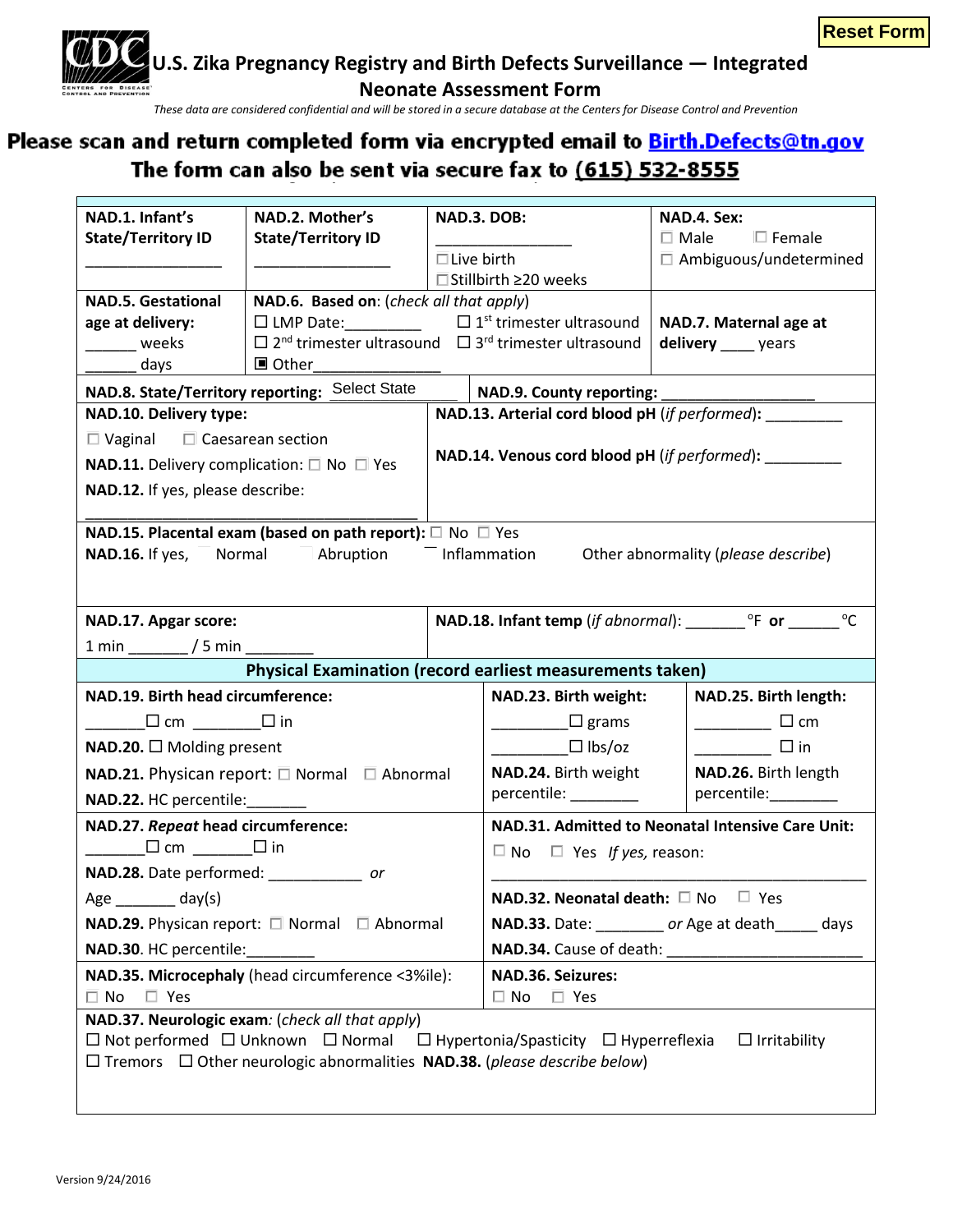Reset Form

# U.S. Zika Pregnancy Registry and Birth Defects Surveillance — Integrated Neonate Assessment Form

*These data are considered confidential and will be stored in a secure database at the Centers for Disease Control and Prevention*

**Please scan and return completed form via encrypted email to Birth.Defects@tn.gov**

**The form can also be sent via secure fax to (615) 532-8555**

**NAD.1. Infant's State/Territory ID** ________________

**NAD.2. Mother's State/Territory ID** ________________

**NAD.3. DOB:** ________________
☐ Live birth
☐ Stillbirth ≥20 weeks

**NAD.4. Sex:** ☐ Male ☐ Female ☐ Ambiguous/undetermined

**NAD.5. Gestational age at delivery:** ______ weeks ______ days

**NAD.6. Based on:** (*check all that apply*)
☐ LMP Date:_________ ☐ 1st trimester ultrasound
☐ 2nd trimester ultrasound ☐ 3rd trimester ultrasound
▣ Other________________

**NAD.7. Maternal age at delivery** ____ years

**NAD.8. State/Territory reporting:** Select State

**NAD.9. County reporting:** _________________

**NAD.10. Delivery type:**
☐ Vaginal ☐ Caesarean section

**NAD.11.** Delivery complication: ☐ No ☐ Yes

**NAD.12.** If yes, please describe:
_________________________________________

**NAD.13. Arterial cord blood pH** (*if performed*): _________

**NAD.14. Venous cord blood pH** (*if performed*): _________

**NAD.15. Placental exam (based on path report):** ☐ No ☐ Yes

**NAD.16.** If yes, ☐ Normal ☐ Abruption ☐ Inflammation ☐ Other abnormality (*please describe*)

**NAD.17. Apgar score:**
1 min _______ / 5 min ________

**NAD.18. Infant temp** (*if abnormal*): _______ °F **or** ______ °C

## Physical Examination (record earliest measurements taken)

**NAD.19. Birth head circumference:**
_______☐ cm _______☐ in

**NAD.20.** ☐ Molding present

**NAD.21.** Physican report: ☐ Normal ☐ Abnormal

**NAD.22.** HC percentile:_______

**NAD.23. Birth weight:**
_________☐ grams
_________☐ lbs/oz

**NAD.24.** Birth weight percentile: ________

**NAD.25. Birth length:**
_________ ☐ cm
_________ ☐ in

**NAD.26.** Birth length percentile:________

**NAD.27.** ***Repeat*** **head circumference:**
_______☐ cm _______☐ in

**NAD.28.** Date performed: ___________ *or*
Age _______ day(s)

**NAD.29.** Physican report: ☐ Normal ☐ Abnormal

**NAD.30.** HC percentile:________

**NAD.31. Admitted to Neonatal Intensive Care Unit:**
☐ No ☐ Yes *If yes,* reason:
_________________________________________

**NAD.32. Neonatal death:** ☐ No ☐ Yes

**NAD.33.** Date: __________ *or* Age at death_____ days

**NAD.34.** Cause of death: _______________________

**NAD.35. Microcephaly** (head circumference <3%ile):
☐ No ☐ Yes

**NAD.36. Seizures:**
☐ No ☐ Yes

**NAD.37. Neurologic exam***:* (*check all that apply*)
☐ Not performed ☐ Unknown ☐ Normal ☐ Hypertonia/Spasticity ☐ Hyperreflexia ☐ Irritability
☐ Tremors ☐ Other neurologic abnormalities **NAD.38.** (*please describe below*)

Version 9/24/2016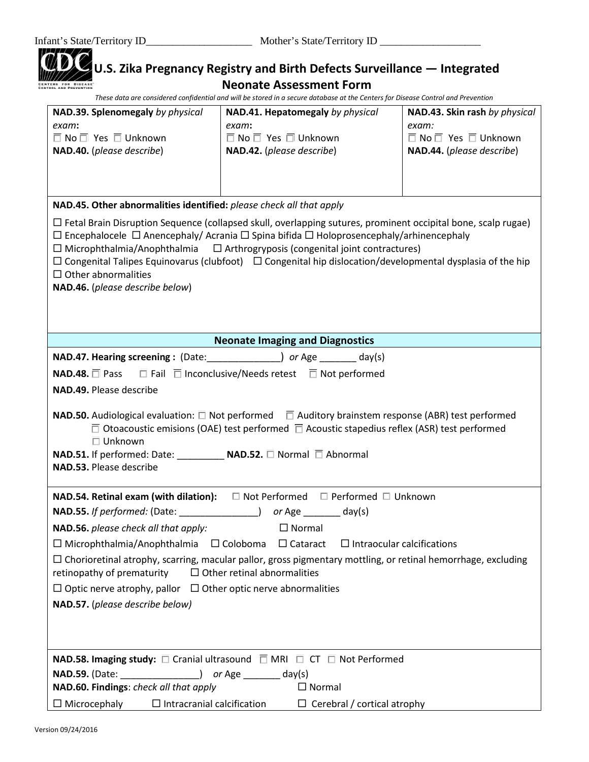Infant's State/Territory ID____________________ Mother's State/Territory ID ___________________

# U.S. Zika Pregnancy Registry and Birth Defects Surveillance — Integrated Neonate Assessment Form

*These data are considered confidential and will be stored in a secure database at the Centers for Disease Control and Prevention*

| **NAD.39. Splenomegaly** *by physical exam***:** ☐ No ☐ Yes ☐ Unknown **NAD.40.** (*please describe*) | **NAD.41. Hepatomegaly** *by physical exam***:** ☐ No ☐ Yes ☐ Unknown **NAD.42.** (*please describe*) | **NAD.43. Skin rash** *by physical exam:* ☐ No ☐ Yes ☐ Unknown **NAD.44.** (*please describe*) |
|---|---|---|

**NAD.45. Other abnormalities identified:** *please check all that apply*

☐ Fetal Brain Disruption Sequence (collapsed skull, overlapping sutures, prominent occipital bone, scalp rugae)
☐ Encephalocele ☐ Anencephaly/ Acrania ☐ Spina bifida ☐ Holoprosencephaly/arhinencephaly
☐ Microphthalmia/Anophthalmia ☐ Arthrogryposis (congenital joint contractures)
☐ Congenital Talipes Equinovarus (clubfoot) ☐ Congenital hip dislocation/developmental dysplasia of the hip
☐ Other abnormalities

**NAD.46.** (*please describe below*)

## Neonate Imaging and Diagnostics

**NAD.47. Hearing screening :** (Date:______________) *or* Age _______ day(s)

**NAD.48.** ☐ Pass ☐ Fail ☐ Inconclusive/Needs retest ☐ Not performed

**NAD.49.** Please describe

**NAD.50.** Audiological evaluation: ☐ Not performed ☐ Auditory brainstem response (ABR) test performed ☐ Otoacoustic emisions (OAE) test performed ☐ Acoustic stapedius reflex (ASR) test performed ☐ Unknown

**NAD.51.** If performed: Date: _________ **NAD.52.** ☐ Normal ☐ Abnormal

**NAD.53.** Please describe

**NAD.54. Retinal exam (with dilation):** ☐ Not Performed ☐ Performed ☐ Unknown

**NAD.55.** *If performed:* (Date: _______________) *or* Age _______ day(s)

**NAD.56.** *please check all that apply:* ☐ Normal

☐ Microphthalmia/Anophthalmia ☐ Coloboma ☐ Cataract ☐ Intraocular calcifications

☐ Chorioretinal atrophy, scarring, macular pallor, gross pigmentary mottling, or retinal hemorrhage, excluding retinopathy of prematurity ☐ Other retinal abnormalities

☐ Optic nerve atrophy, pallor ☐ Other optic nerve abnormalities

**NAD.57.** (*please describe below)*

**NAD.58. Imaging study:** ☐ Cranial ultrasound ☐ MRI ☐ CT ☐ Not Performed

**NAD.59.** (Date: _______________) *or* Age _______ day(s)

**NAD.60. Findings**: *check all that apply* ☐ Normal

☐ Microcephaly ☐ Intracranial calcification ☐ Cerebral / cortical atrophy

Version 09/24/2016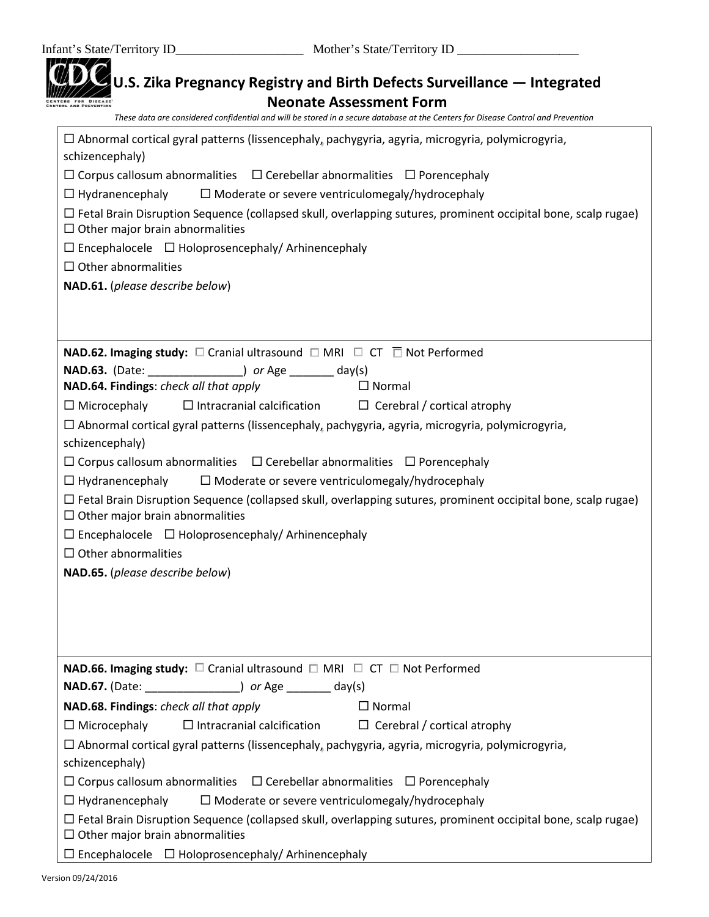Infant's State/Territory ID____________________ Mother's State/Territory ID ___________________

# U.S. Zika Pregnancy Registry and Birth Defects Surveillance — Integrated Neonate Assessment Form

*These data are considered confidential and will be stored in a secure database at the Centers for Disease Control and Prevention*

☐ Abnormal cortical gyral patterns (lissencephaly, pachygyria, agyria, microgyria, polymicrogyria, schizencephaly)

☐ Corpus callosum abnormalities ☐ Cerebellar abnormalities ☐ Porencephaly

☐ Hydranencephaly ☐ Moderate or severe ventriculomegaly/hydrocephaly

☐ Fetal Brain Disruption Sequence (collapsed skull, overlapping sutures, prominent occipital bone, scalp rugae)
☐ Other major brain abnormalities

☐ Encephalocele ☐ Holoprosencephaly/ Arhinencephaly

☐ Other abnormalities

**NAD.61.** (*please describe below*)

---

**NAD.62. Imaging study:** ☐ Cranial ultrasound ☐ MRI ☐ CT ☐ Not Performed

**NAD.63.** (Date: _______________) *or* Age _______ day(s)

**NAD.64. Findings**: *check all that apply* ☐ Normal

☐ Microcephaly ☐ Intracranial calcification ☐ Cerebral / cortical atrophy

☐ Abnormal cortical gyral patterns (lissencephaly, pachygyria, agyria, microgyria, polymicrogyria, schizencephaly)

☐ Corpus callosum abnormalities ☐ Cerebellar abnormalities ☐ Porencephaly

☐ Hydranencephaly ☐ Moderate or severe ventriculomegaly/hydrocephaly

☐ Fetal Brain Disruption Sequence (collapsed skull, overlapping sutures, prominent occipital bone, scalp rugae)
☐ Other major brain abnormalities

☐ Encephalocele ☐ Holoprosencephaly/ Arhinencephaly

☐ Other abnormalities

**NAD.65.** (*please describe below*)

---

**NAD.66. Imaging study:** ☐ Cranial ultrasound ☐ MRI ☐ CT ☐ Not Performed

**NAD.67.** (Date: _______________) *or* Age _______ day(s)

**NAD.68. Findings**: *check all that apply* ☐ Normal

☐ Microcephaly ☐ Intracranial calcification ☐ Cerebral / cortical atrophy

☐ Abnormal cortical gyral patterns (lissencephaly, pachygyria, agyria, microgyria, polymicrogyria, schizencephaly)

☐ Corpus callosum abnormalities ☐ Cerebellar abnormalities ☐ Porencephaly

☐ Hydranencephaly ☐ Moderate or severe ventriculomegaly/hydrocephaly

☐ Fetal Brain Disruption Sequence (collapsed skull, overlapping sutures, prominent occipital bone, scalp rugae)
☐ Other major brain abnormalities

☐ Encephalocele ☐ Holoprosencephaly/ Arhinencephaly

Version 09/24/2016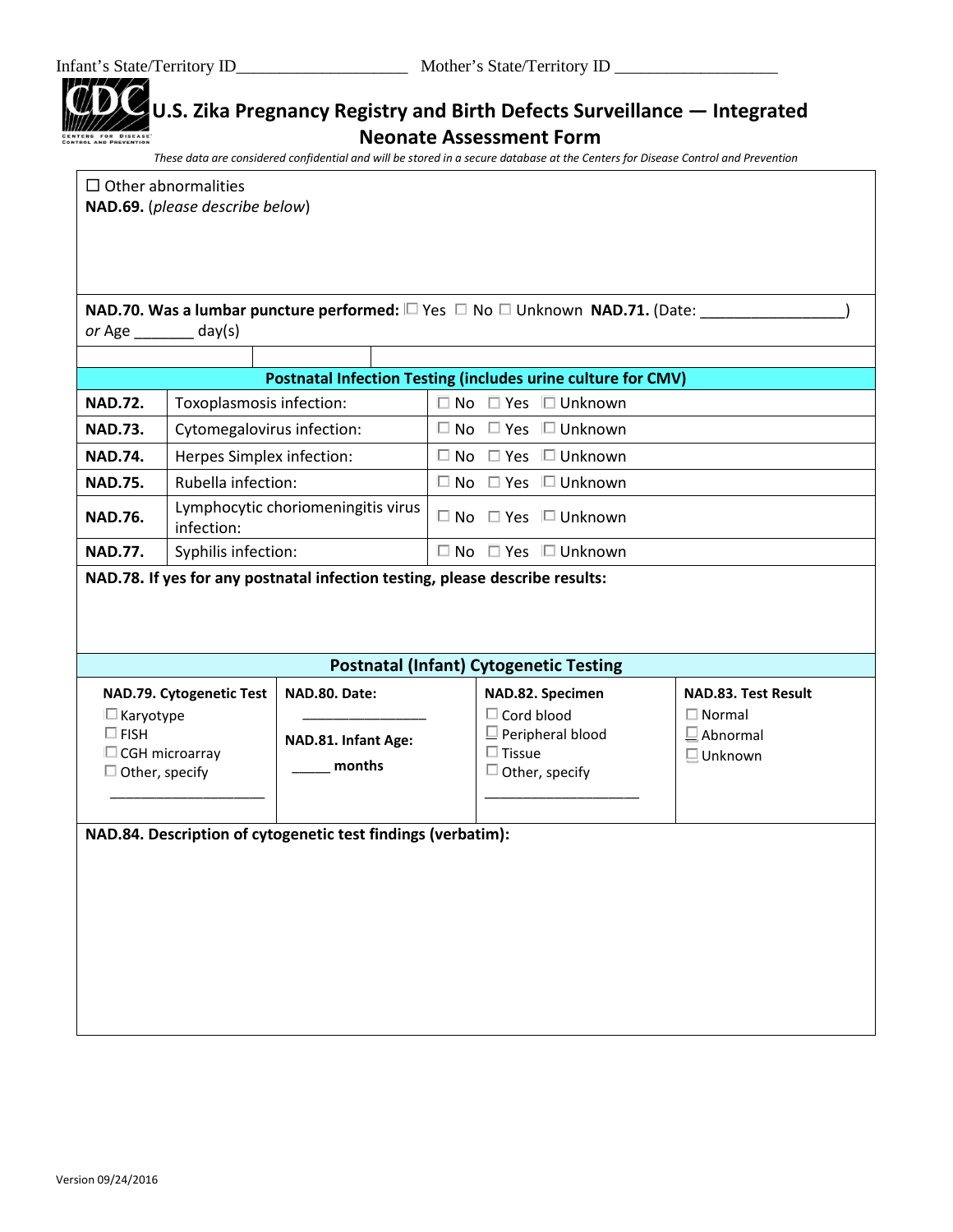Infant's State/Territory ID____________________ Mother's State/Territory ID ___________________

# U.S. Zika Pregnancy Registry and Birth Defects Surveillance — Integrated Neonate Assessment Form

*These data are considered confidential and will be stored in a secure database at the Centers for Disease Control and Prevention*

☐ Other abnormalities
**NAD.69.** (*please describe below*)

**NAD.70. Was a lumbar puncture performed:** ☐ Yes ☐ No ☐ Unknown **NAD.71.** (Date: _________________) *or* Age _______ day(s)

| Postnatal Infection Testing (includes urine culture for CMV) | | |
|---|---|---|
| **NAD.72.** | Toxoplasmosis infection: | ☐ No ☐ Yes ☐ Unknown |
| **NAD.73.** | Cytomegalovirus infection: | ☐ No ☐ Yes ☐ Unknown |
| **NAD.74.** | Herpes Simplex infection: | ☐ No ☐ Yes ☐ Unknown |
| **NAD.75.** | Rubella infection: | ☐ No ☐ Yes ☐ Unknown |
| **NAD.76.** | Lymphocytic choriomeningitis virus infection: | ☐ No ☐ Yes ☐ Unknown |
| **NAD.77.** | Syphilis infection: | ☐ No ☐ Yes ☐ Unknown |

**NAD.78. If yes for any postnatal infection testing, please describe results:**

## Postnatal (Infant) Cytogenetic Testing

| NAD.79. Cytogenetic Test | NAD.80. Date: | NAD.82. Specimen | NAD.83. Test Result |
|---|---|---|---|
| ☐ Karyotype<br>☐ FISH<br>☐ CGH microarray<br>☐ Other, specify<br>___________________ | ________________<br>**NAD.81. Infant Age:**<br>_____ **months** | ☐ Cord blood<br>☐ Peripheral blood<br>☐ Tissue<br>☐ Other, specify<br>___________________ | ☐ Normal<br>☐ Abnormal<br>☐ Unknown |

**NAD.84. Description of cytogenetic test findings (verbatim):**

Version 09/24/2016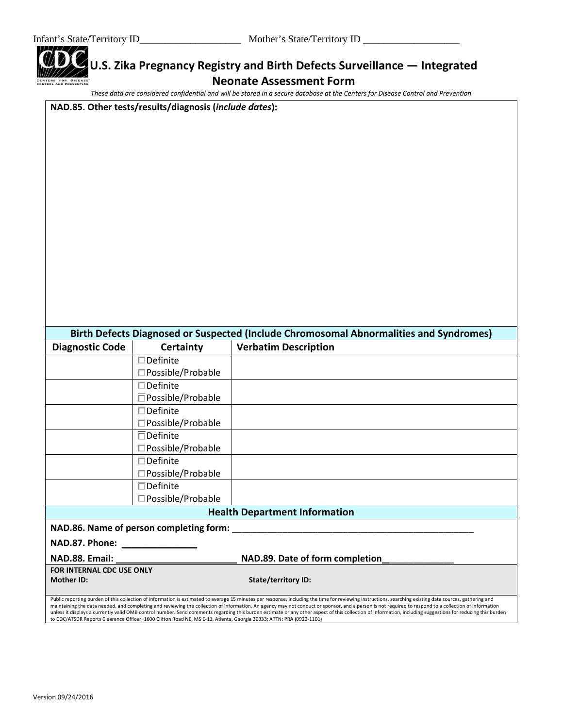Infant's State/Territory ID____________________ Mother's State/Territory ID ___________________

# U.S. Zika Pregnancy Registry and Birth Defects Surveillance — Integrated Neonate Assessment Form

*These data are considered confidential and will be stored in a secure database at the Centers for Disease Control and Prevention*

**NAD.85. Other tests/results/diagnosis (*include dates*):**

## Birth Defects Diagnosed or Suspected (Include Chromosomal Abnormalities and Syndromes)

| Diagnostic Code | Certainty | Verbatim Description |
|---|---|---|
| | ☐Definite ☐Possible/Probable | |
| | ☐Definite ☐Possible/Probable | |
| | ☐Definite ☐Possible/Probable | |
| | ☐Definite ☐Possible/Probable | |
| | ☐Definite ☐Possible/Probable | |
| | ☐Definite ☐Possible/Probable | |

## Health Department Information

**NAD.86. Name of person completing form:** ______________________________________________

**NAD.87. Phone:** _______________

**NAD.88. Email:** ________________________ **NAD.89. Date of form completion**______________

**FOR INTERNAL CDC USE ONLY**
**Mother ID:** **State/territory ID:**

Public reporting burden of this collection of information is estimated to average 15 minutes per response, including the time for reviewing instructions, searching existing data sources, gathering and maintaining the data needed, and completing and reviewing the collection of information. An agency may not conduct or sponsor, and a person is not required to respond to a collection of information unless it displays a currently valid OMB control number. Send comments regarding this burden estimate or any other aspect of this collection of information, including suggestions for reducing this burden to CDC/ATSDR Reports Clearance Officer; 1600 Clifton Road NE, MS E-11, Atlanta, Georgia 30333; ATTN: PRA (0920-1101)

Version 09/24/2016